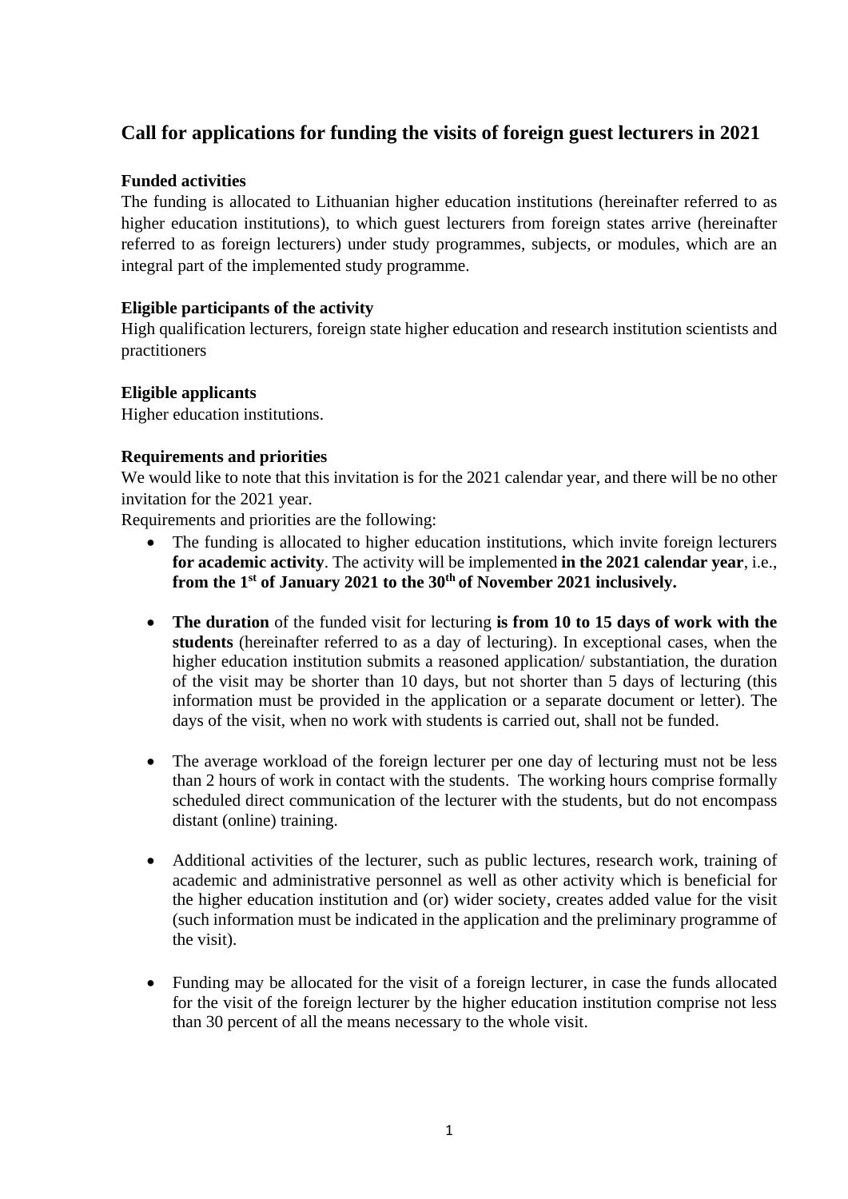# Call for applications for funding the visits of foreign guest lecturers in 2021

**Funded activities**

The funding is allocated to Lithuanian higher education institutions (hereinafter referred to as higher education institutions), to which guest lecturers from foreign states arrive (hereinafter referred to as foreign lecturers) under study programmes, subjects, or modules, which are an integral part of the implemented study programme.

**Eligible participants of the activity**

High qualification lecturers, foreign state higher education and research institution scientists and practitioners

**Eligible applicants**

Higher education institutions.

**Requirements and priorities**

We would like to note that this invitation is for the 2021 calendar year, and there will be no other invitation for the 2021 year.

Requirements and priorities are the following:

- The funding is allocated to higher education institutions, which invite foreign lecturers **for academic activity**. The activity will be implemented **in the 2021 calendar year**, i.e., **from the 1st of January 2021 to the 30th of November 2021 inclusively.**

- **The duration** of the funded visit for lecturing **is from 10 to 15 days of work with the students** (hereinafter referred to as a day of lecturing). In exceptional cases, when the higher education institution submits a reasoned application/ substantiation, the duration of the visit may be shorter than 10 days, but not shorter than 5 days of lecturing (this information must be provided in the application or a separate document or letter). The days of the visit, when no work with students is carried out, shall not be funded.

- The average workload of the foreign lecturer per one day of lecturing must not be less than 2 hours of work in contact with the students. The working hours comprise formally scheduled direct communication of the lecturer with the students, but do not encompass distant (online) training.

- Additional activities of the lecturer, such as public lectures, research work, training of academic and administrative personnel as well as other activity which is beneficial for the higher education institution and (or) wider society, creates added value for the visit (such information must be indicated in the application and the preliminary programme of the visit).

- Funding may be allocated for the visit of a foreign lecturer, in case the funds allocated for the visit of the foreign lecturer by the higher education institution comprise not less than 30 percent of all the means necessary to the whole visit.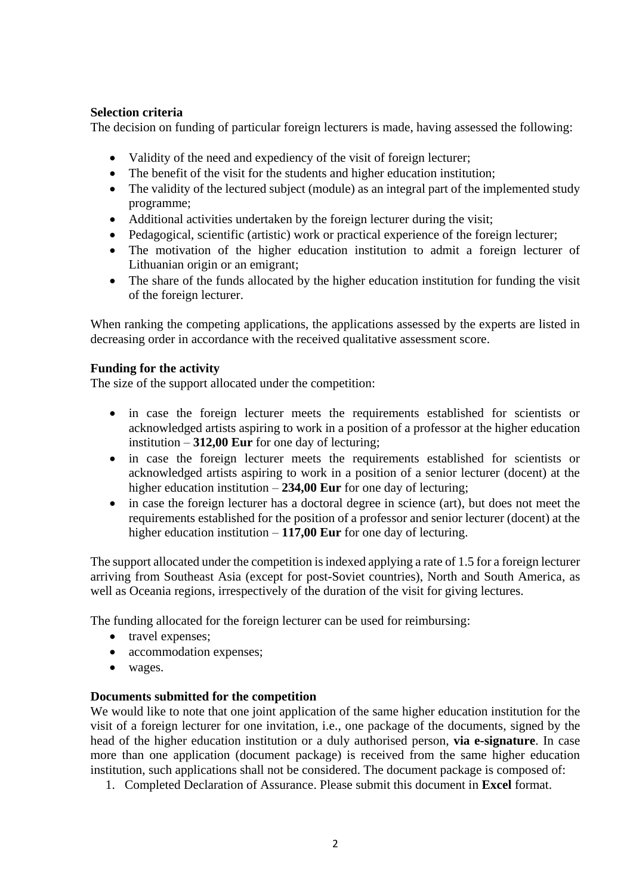**Selection criteria**

The decision on funding of particular foreign lecturers is made, having assessed the following:

- Validity of the need and expediency of the visit of foreign lecturer;
- The benefit of the visit for the students and higher education institution;
- The validity of the lectured subject (module) as an integral part of the implemented study programme;
- Additional activities undertaken by the foreign lecturer during the visit;
- Pedagogical, scientific (artistic) work or practical experience of the foreign lecturer;
- The motivation of the higher education institution to admit a foreign lecturer of Lithuanian origin or an emigrant;
- The share of the funds allocated by the higher education institution for funding the visit of the foreign lecturer.

When ranking the competing applications, the applications assessed by the experts are listed in decreasing order in accordance with the received qualitative assessment score.

**Funding for the activity**

The size of the support allocated under the competition:

- in case the foreign lecturer meets the requirements established for scientists or acknowledged artists aspiring to work in a position of a professor at the higher education institution – **312,00 Eur** for one day of lecturing;
- in case the foreign lecturer meets the requirements established for scientists or acknowledged artists aspiring to work in a position of a senior lecturer (docent) at the higher education institution – **234,00 Eur** for one day of lecturing;
- in case the foreign lecturer has a doctoral degree in science (art), but does not meet the requirements established for the position of a professor and senior lecturer (docent) at the higher education institution – **117,00 Eur** for one day of lecturing.

The support allocated under the competition is indexed applying a rate of 1.5 for a foreign lecturer arriving from Southeast Asia (except for post-Soviet countries), North and South America, as well as Oceania regions, irrespectively of the duration of the visit for giving lectures.

The funding allocated for the foreign lecturer can be used for reimbursing:

- travel expenses;
- accommodation expenses;
- wages.

**Documents submitted for the competition**

We would like to note that one joint application of the same higher education institution for the visit of a foreign lecturer for one invitation, i.e., one package of the documents, signed by the head of the higher education institution or a duly authorised person, **via e-signature**. In case more than one application (document package) is received from the same higher education institution, such applications shall not be considered. The document package is composed of:

1. Completed Declaration of Assurance. Please submit this document in **Excel** format.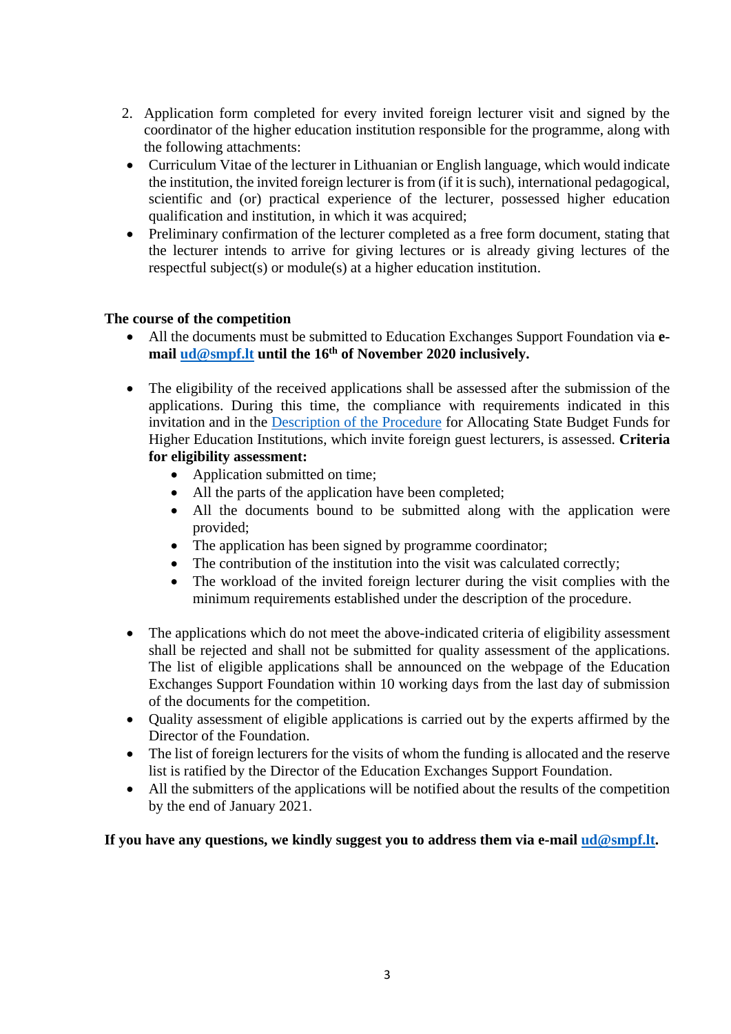2. Application form completed for every invited foreign lecturer visit and signed by the coordinator of the higher education institution responsible for the programme, along with the following attachments:

- Curriculum Vitae of the lecturer in Lithuanian or English language, which would indicate the institution, the invited foreign lecturer is from (if it is such), international pedagogical, scientific and (or) practical experience of the lecturer, possessed higher education qualification and institution, in which it was acquired;
- Preliminary confirmation of the lecturer completed as a free form document, stating that the lecturer intends to arrive for giving lectures or is already giving lectures of the respectful subject(s) or module(s) at a higher education institution.

**The course of the competition**

- All the documents must be submitted to Education Exchanges Support Foundation via **e-mail [ud@smpf.lt](mailto:ud@smpf.lt) until the 16th of November 2020 inclusively.**

- The eligibility of the received applications shall be assessed after the submission of the applications. During this time, the compliance with requirements indicated in this invitation and in the [Description of the Procedure](#) for Allocating State Budget Funds for Higher Education Institutions, which invite foreign guest lecturers, is assessed. **Criteria for eligibility assessment:**
  - Application submitted on time;
  - All the parts of the application have been completed;
  - All the documents bound to be submitted along with the application were provided;
  - The application has been signed by programme coordinator;
  - The contribution of the institution into the visit was calculated correctly;
  - The workload of the invited foreign lecturer during the visit complies with the minimum requirements established under the description of the procedure.

- The applications which do not meet the above-indicated criteria of eligibility assessment shall be rejected and shall not be submitted for quality assessment of the applications. The list of eligible applications shall be announced on the webpage of the Education Exchanges Support Foundation within 10 working days from the last day of submission of the documents for the competition.
- Quality assessment of eligible applications is carried out by the experts affirmed by the Director of the Foundation.
- The list of foreign lecturers for the visits of whom the funding is allocated and the reserve list is ratified by the Director of the Education Exchanges Support Foundation.
- All the submitters of the applications will be notified about the results of the competition by the end of January 2021.

**If you have any questions, we kindly suggest you to address them via e-mail [ud@smpf.lt](mailto:ud@smpf.lt).**